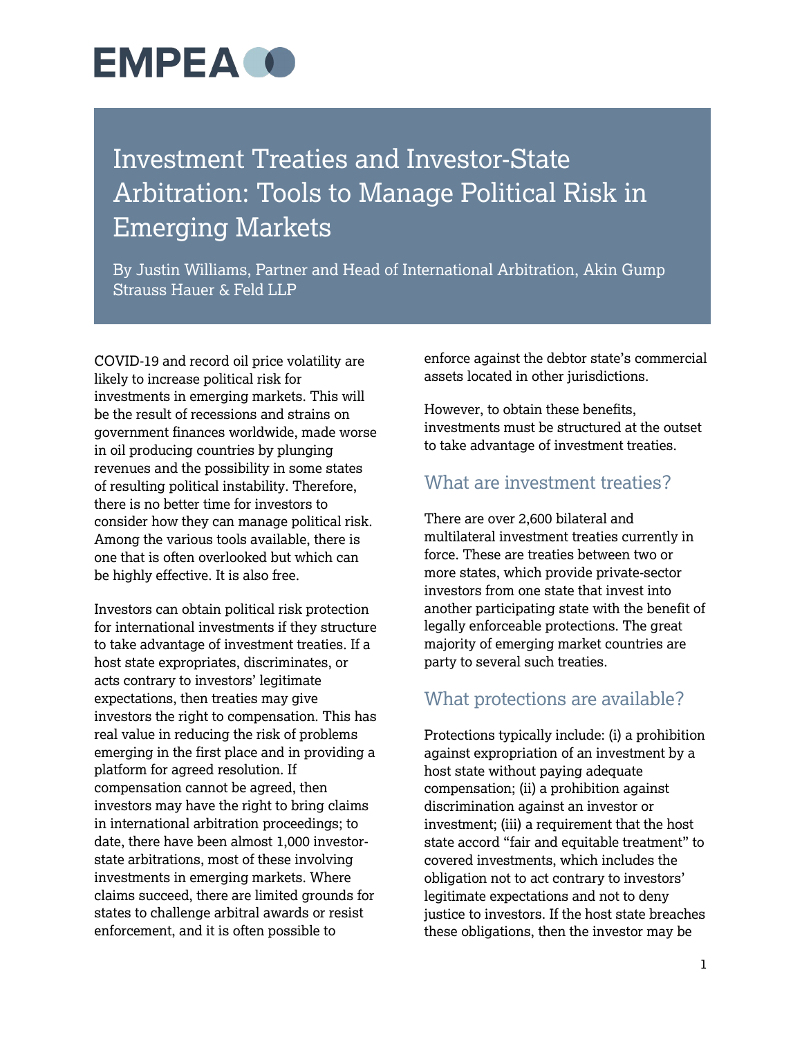# Investment Treaties and Investor-State Arbitration: Tools to Manage Political Risk in Emerging Markets

By Justin Williams, Partner and Head of International Arbitration, Akin Gump Strauss Hauer & Feld LLP

COVID-19 and record oil price volatility are likely to increase political risk for investments in emerging markets. This will be the result of recessions and strains on government finances worldwide, made worse in oil producing countries by plunging revenues and the possibility in some states of resulting political instability. Therefore, there is no better time for investors to consider how they can manage political risk. Among the various tools available, there is one that is often overlooked but which can be highly effective. It is also free.

Investors can obtain political risk protection for international investments if they structure to take advantage of investment treaties. If a host state expropriates, discriminates, or acts contrary to investors' legitimate expectations, then treaties may give investors the right to compensation. This has real value in reducing the risk of problems emerging in the first place and in providing a platform for agreed resolution. If compensation cannot be agreed, then investors may have the right to bring claims in international arbitration proceedings; to date, there have been almost 1,000 investor-state arbitrations, most of these involving investments in emerging markets. Where claims succeed, there are limited grounds for states to challenge arbitral awards or resist enforcement, and it is often possible to enforce against the debtor state's commercial assets located in other jurisdictions.

However, to obtain these benefits, investments must be structured at the outset to take advantage of investment treaties.

## What are investment treaties?

There are over 2,600 bilateral and multilateral investment treaties currently in force. These are treaties between two or more states, which provide private-sector investors from one state that invest into another participating state with the benefit of legally enforceable protections. The great majority of emerging market countries are party to several such treaties.

## What protections are available?

Protections typically include: (i) a prohibition against expropriation of an investment by a host state without paying adequate compensation; (ii) a prohibition against discrimination against an investor or investment; (iii) a requirement that the host state accord "fair and equitable treatment" to covered investments, which includes the obligation not to act contrary to investors' legitimate expectations and not to deny justice to investors. If the host state breaches these obligations, then the investor may be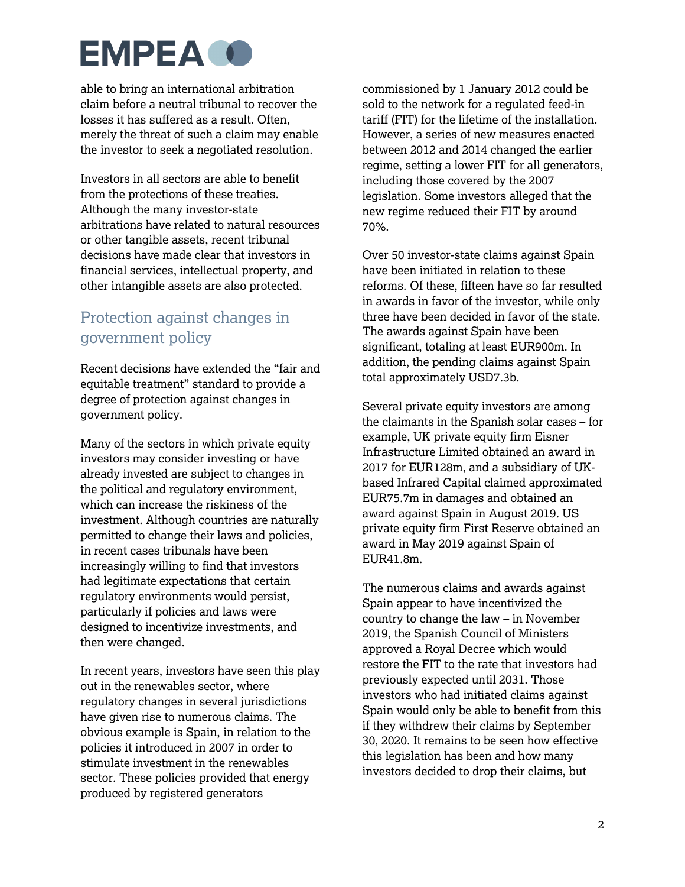able to bring an international arbitration claim before a neutral tribunal to recover the losses it has suffered as a result. Often, merely the threat of such a claim may enable the investor to seek a negotiated resolution.

Investors in all sectors are able to benefit from the protections of these treaties. Although the many investor-state arbitrations have related to natural resources or other tangible assets, recent tribunal decisions have made clear that investors in financial services, intellectual property, and other intangible assets are also protected.

## Protection against changes in government policy

Recent decisions have extended the "fair and equitable treatment" standard to provide a degree of protection against changes in government policy.

Many of the sectors in which private equity investors may consider investing or have already invested are subject to changes in the political and regulatory environment, which can increase the riskiness of the investment. Although countries are naturally permitted to change their laws and policies, in recent cases tribunals have been increasingly willing to find that investors had legitimate expectations that certain regulatory environments would persist, particularly if policies and laws were designed to incentivize investments, and then were changed.

In recent years, investors have seen this play out in the renewables sector, where regulatory changes in several jurisdictions have given rise to numerous claims. The obvious example is Spain, in relation to the policies it introduced in 2007 in order to stimulate investment in the renewables sector. These policies provided that energy produced by registered generators commissioned by 1 January 2012 could be sold to the network for a regulated feed-in tariff (FIT) for the lifetime of the installation. However, a series of new measures enacted between 2012 and 2014 changed the earlier regime, setting a lower FIT for all generators, including those covered by the 2007 legislation. Some investors alleged that the new regime reduced their FIT by around 70%.

Over 50 investor-state claims against Spain have been initiated in relation to these reforms. Of these, fifteen have so far resulted in awards in favor of the investor, while only three have been decided in favor of the state. The awards against Spain have been significant, totaling at least EUR900m. In addition, the pending claims against Spain total approximately USD7.3b.

Several private equity investors are among the claimants in the Spanish solar cases – for example, UK private equity firm Eisner Infrastructure Limited obtained an award in 2017 for EUR128m, and a subsidiary of UK-based Infrared Capital claimed approximated EUR75.7m in damages and obtained an award against Spain in August 2019. US private equity firm First Reserve obtained an award in May 2019 against Spain of EUR41.8m.

The numerous claims and awards against Spain appear to have incentivized the country to change the law – in November 2019, the Spanish Council of Ministers approved a Royal Decree which would restore the FIT to the rate that investors had previously expected until 2031. Those investors who had initiated claims against Spain would only be able to benefit from this if they withdrew their claims by September 30, 2020. It remains to be seen how effective this legislation has been and how many investors decided to drop their claims, but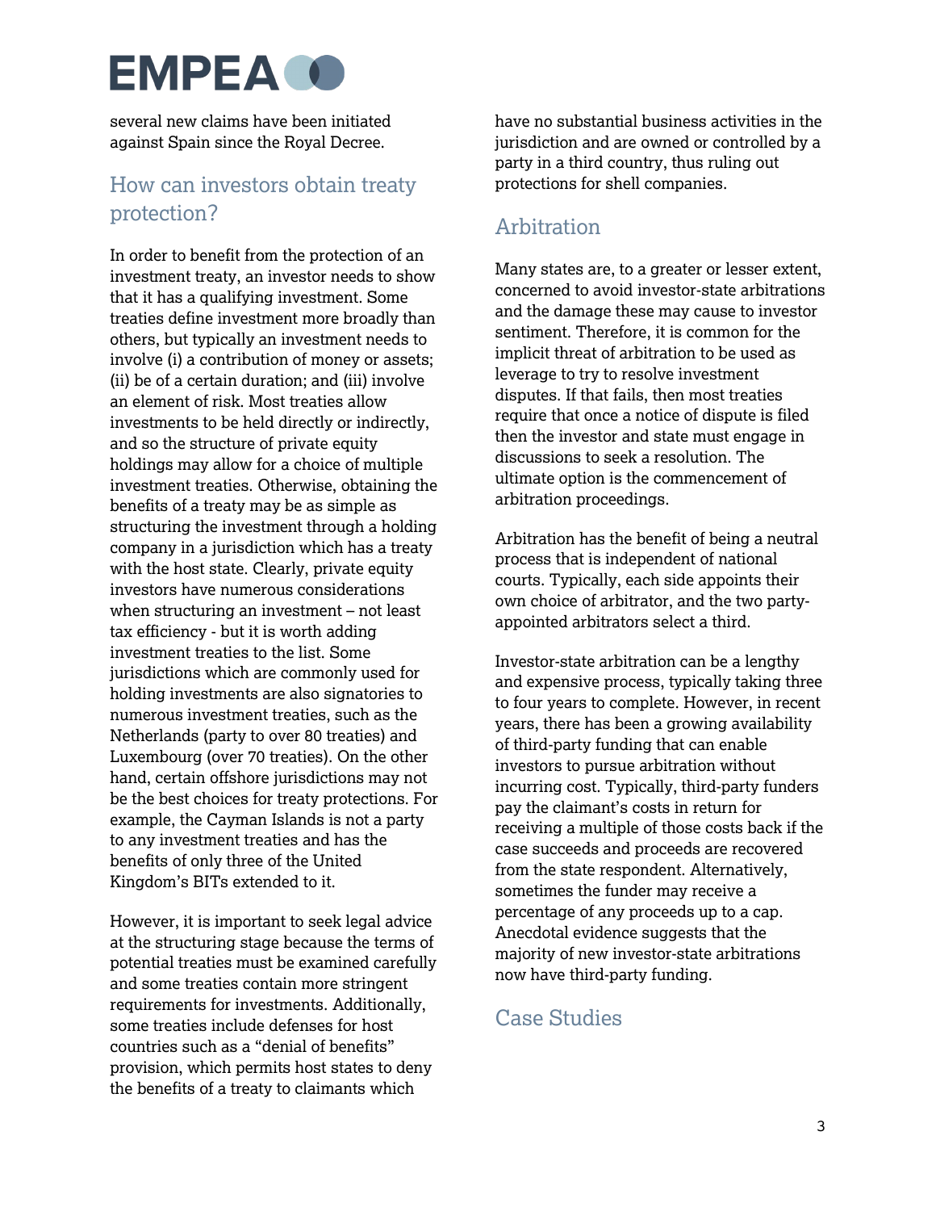several new claims have been initiated against Spain since the Royal Decree.

## How can investors obtain treaty protection?

In order to benefit from the protection of an investment treaty, an investor needs to show that it has a qualifying investment. Some treaties define investment more broadly than others, but typically an investment needs to involve (i) a contribution of money or assets; (ii) be of a certain duration; and (iii) involve an element of risk. Most treaties allow investments to be held directly or indirectly, and so the structure of private equity holdings may allow for a choice of multiple investment treaties. Otherwise, obtaining the benefits of a treaty may be as simple as structuring the investment through a holding company in a jurisdiction which has a treaty with the host state. Clearly, private equity investors have numerous considerations when structuring an investment – not least tax efficiency - but it is worth adding investment treaties to the list. Some jurisdictions which are commonly used for holding investments are also signatories to numerous investment treaties, such as the Netherlands (party to over 80 treaties) and Luxembourg (over 70 treaties). On the other hand, certain offshore jurisdictions may not be the best choices for treaty protections. For example, the Cayman Islands is not a party to any investment treaties and has the benefits of only three of the United Kingdom's BITs extended to it.

However, it is important to seek legal advice at the structuring stage because the terms of potential treaties must be examined carefully and some treaties contain more stringent requirements for investments. Additionally, some treaties include defenses for host countries such as a "denial of benefits" provision, which permits host states to deny the benefits of a treaty to claimants which have no substantial business activities in the jurisdiction and are owned or controlled by a party in a third country, thus ruling out protections for shell companies.

## Arbitration

Many states are, to a greater or lesser extent, concerned to avoid investor-state arbitrations and the damage these may cause to investor sentiment. Therefore, it is common for the implicit threat of arbitration to be used as leverage to try to resolve investment disputes. If that fails, then most treaties require that once a notice of dispute is filed then the investor and state must engage in discussions to seek a resolution. The ultimate option is the commencement of arbitration proceedings.

Arbitration has the benefit of being a neutral process that is independent of national courts. Typically, each side appoints their own choice of arbitrator, and the two party-appointed arbitrators select a third.

Investor-state arbitration can be a lengthy and expensive process, typically taking three to four years to complete. However, in recent years, there has been a growing availability of third-party funding that can enable investors to pursue arbitration without incurring cost. Typically, third-party funders pay the claimant's costs in return for receiving a multiple of those costs back if the case succeeds and proceeds are recovered from the state respondent. Alternatively, sometimes the funder may receive a percentage of any proceeds up to a cap. Anecdotal evidence suggests that the majority of new investor-state arbitrations now have third-party funding.

## Case Studies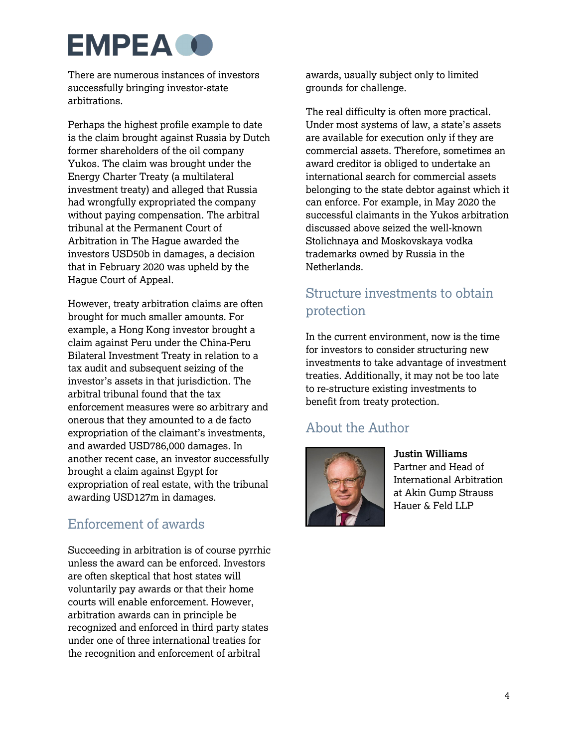There are numerous instances of investors successfully bringing investor-state arbitrations.

Perhaps the highest profile example to date is the claim brought against Russia by Dutch former shareholders of the oil company Yukos. The claim was brought under the Energy Charter Treaty (a multilateral investment treaty) and alleged that Russia had wrongfully expropriated the company without paying compensation. The arbitral tribunal at the Permanent Court of Arbitration in The Hague awarded the investors USD50b in damages, a decision that in February 2020 was upheld by the Hague Court of Appeal.

However, treaty arbitration claims are often brought for much smaller amounts. For example, a Hong Kong investor brought a claim against Peru under the China-Peru Bilateral Investment Treaty in relation to a tax audit and subsequent seizing of the investor's assets in that jurisdiction. The arbitral tribunal found that the tax enforcement measures were so arbitrary and onerous that they amounted to a de facto expropriation of the claimant's investments, and awarded USD786,000 damages. In another recent case, an investor successfully brought a claim against Egypt for expropriation of real estate, with the tribunal awarding USD127m in damages.

## Enforcement of awards

Succeeding in arbitration is of course pyrrhic unless the award can be enforced. Investors are often skeptical that host states will voluntarily pay awards or that their home courts will enable enforcement. However, arbitration awards can in principle be recognized and enforced in third party states under one of three international treaties for the recognition and enforcement of arbitral awards, usually subject only to limited grounds for challenge.

The real difficulty is often more practical. Under most systems of law, a state's assets are available for execution only if they are commercial assets. Therefore, sometimes an award creditor is obliged to undertake an international search for commercial assets belonging to the state debtor against which it can enforce. For example, in May 2020 the successful claimants in the Yukos arbitration discussed above seized the well-known Stolichnaya and Moskovskaya vodka trademarks owned by Russia in the Netherlands.

## Structure investments to obtain protection

In the current environment, now is the time for investors to consider structuring new investments to take advantage of investment treaties. Additionally, it may not be too late to re-structure existing investments to benefit from treaty protection.

## About the Author

**Justin Williams**
Partner and Head of International Arbitration at Akin Gump Strauss Hauer & Feld LLP